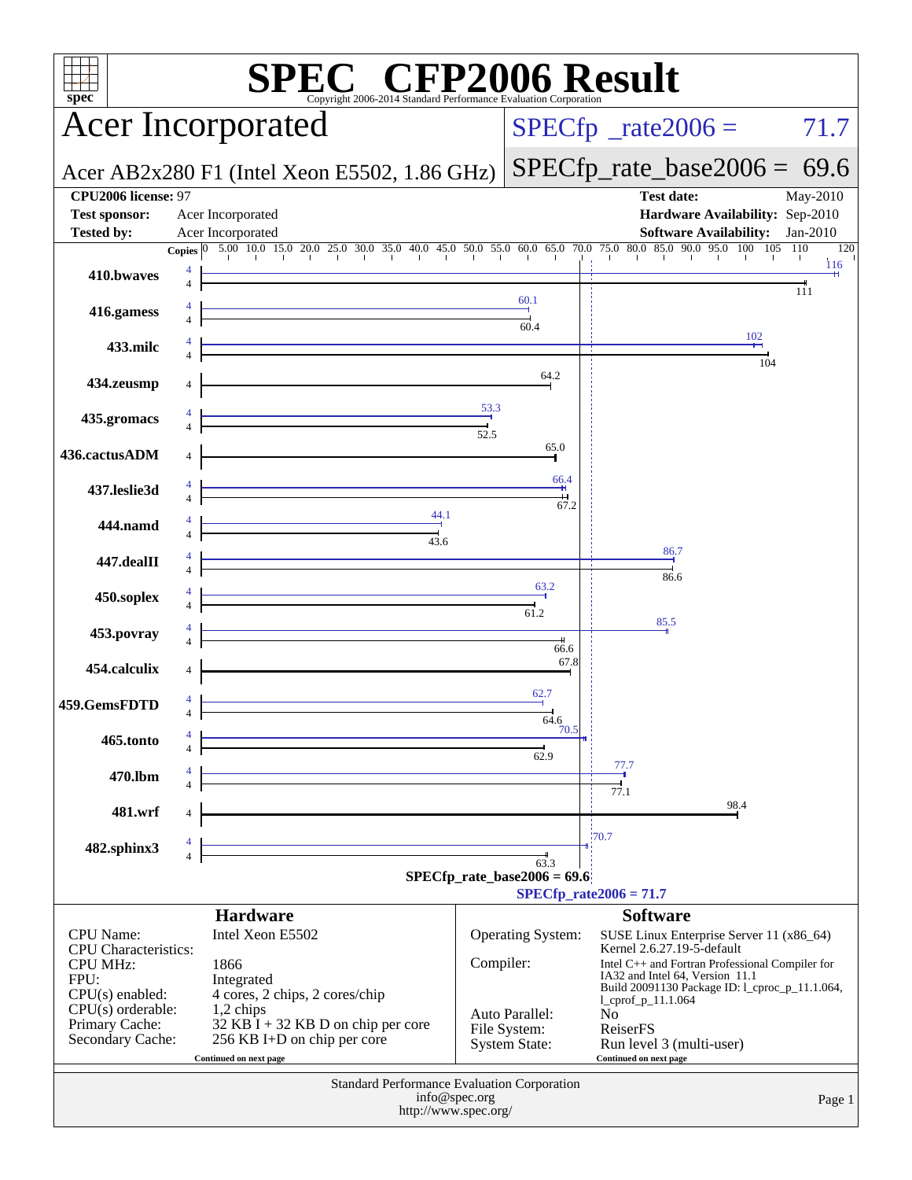# SPEC CFP2006 Result

Copyright 2006-2014 Standard Performance Evaluation Corporation

## Acer Incorporated

Acer AB2x280 F1 (Intel Xeon E5502, 1.86 GHz)

SPECfp_rate2006 = 71.7

SPECfp_rate_base2006 = 69.6

| | | | |
|---|---|---|---|
| **CPU2006 license:** 97 | | **Test date:** | May-2010 |
| **Test sponsor:** | Acer Incorporated | **Hardware Availability:** | Sep-2010 |
| **Tested by:** | Acer Incorporated | **Software Availability:** | Jan-2010 |

| Benchmark | Copies | Peak | Base |
|---|---|---|---|
| 410.bwaves | 4 | 116 | 111 |
| 416.gamess | 4 | 60.1 | 60.4 |
| 433.milc | 4 | 102 | 104 |
| 434.zeusmp | 4 | | 64.2 |
| 435.gromacs | 4 | 53.3 | 52.5 |
| 436.cactusADM | 4 | | 65.0 |
| 437.leslie3d | 4 | 66.4 | 67.2 |
| 444.namd | 4 | 44.1 | 43.6 |
| 447.dealII | 4 | 86.7 | 86.6 |
| 450.soplex | 4 | 63.2 | 61.2 |
| 453.povray | 4 | 85.5 | 66.6 |
| 454.calculix | 4 | | 67.8 |
| 459.GemsFDTD | 4 | 62.7 | 64.6 |
| 465.tonto | 4 | 70.5 | 62.9 |
| 470.lbm | 4 | 77.7 | 77.1 |
| 481.wrf | 4 | | 98.4 |
| 482.sphinx3 | 4 | 70.7 | 63.3 |

SPECfp_rate_base2006 = 69.6

SPECfp_rate2006 = 71.7

### Hardware

| | |
|---|---|
| CPU Name: | Intel Xeon E5502 |
| CPU Characteristics: | |
| CPU MHz: | 1866 |
| FPU: | Integrated |
| CPU(s) enabled: | 4 cores, 2 chips, 2 cores/chip |
| CPU(s) orderable: | 1,2 chips |
| Primary Cache: | 32 KB I + 32 KB D on chip per core |
| Secondary Cache: | 256 KB I+D on chip per core |

Continued on next page

### Software

| | |
|---|---|
| Operating System: | SUSE Linux Enterprise Server 11 (x86_64) Kernel 2.6.27.19-5-default |
| Compiler: | Intel C++ and Fortran Professional Compiler for IA32 and Intel 64, Version 11.1 Build 20091130 Package ID: l_cproc_p_11.1.064, l_cprof_p_11.1.064 |
| Auto Parallel: | No |
| File System: | ReiserFS |
| System State: | Run level 3 (multi-user) |

Continued on next page

Standard Performance Evaluation Corporation
info@spec.org
http://www.spec.org/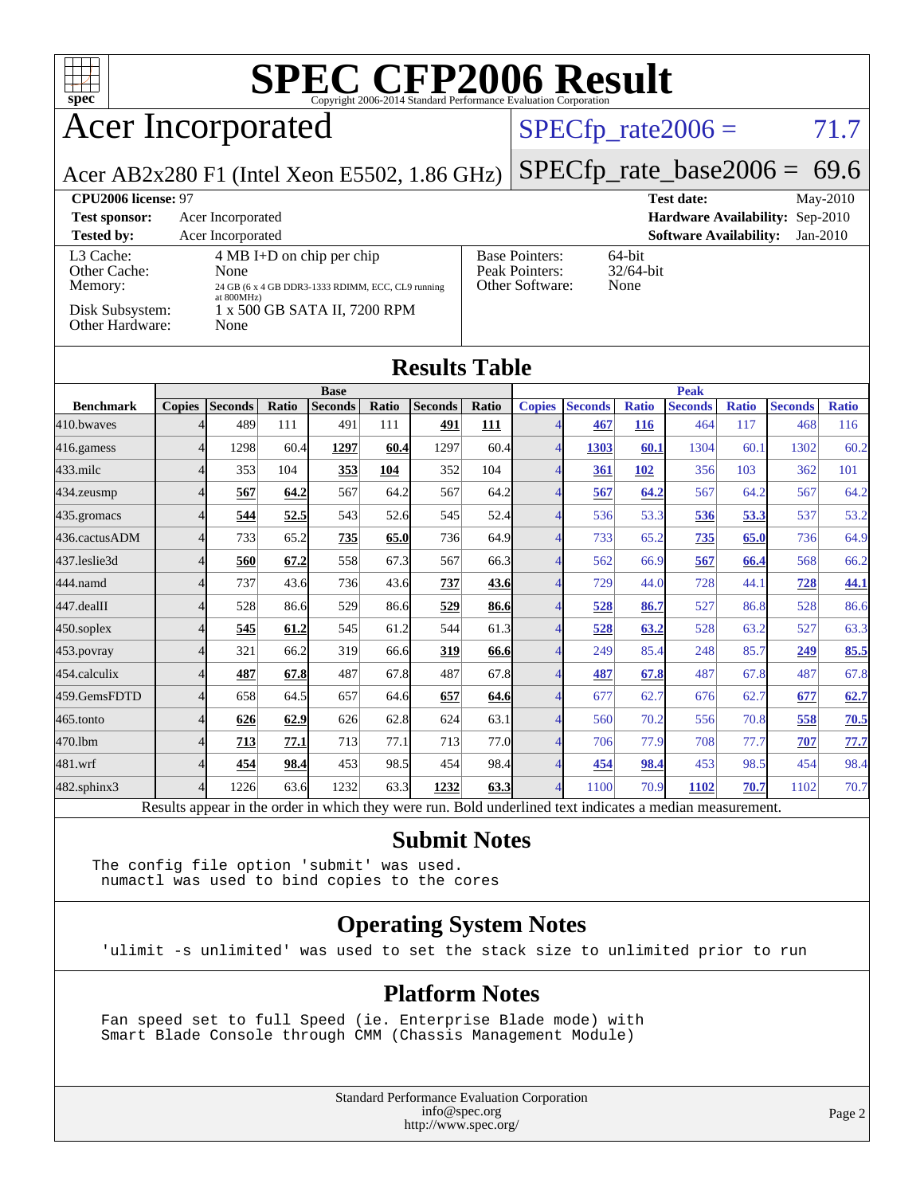# SPEC CFP2006 Result

Copyright 2006-2014 Standard Performance Evaluation Corporation

## Acer Incorporated

Acer AB2x280 F1 (Intel Xeon E5502, 1.86 GHz)

SPECfp_rate2006 = 71.7

SPECfp_rate_base2006 = 69.6

| | | | |
|---|---|---|---|
| **CPU2006 license:** 97 | | **Test date:** | May-2010 |
| **Test sponsor:** | Acer Incorporated | **Hardware Availability:** | Sep-2010 |
| **Tested by:** | Acer Incorporated | **Software Availability:** | Jan-2010 |

| | |
|---|---|
| L3 Cache: | 4 MB I+D on chip per chip |
| Other Cache: | None |
| Memory: | 24 GB (6 x 4 GB DDR3-1333 RDIMM, ECC, CL9 running at 800MHz) |
| Disk Subsystem: | 1 x 500 GB SATA II, 7200 RPM |
| Other Hardware: | None |

| | |
|---|---|
| Base Pointers: | 64-bit |
| Peak Pointers: | 32/64-bit |
| Other Software: | None |

## Results Table

| | Base | | | | | | | Peak | | | | | | |
|---|---|---|---|---|---|---|---|---|---|---|---|---|---|---|
| **Benchmark** | **Copies** | **Seconds** | **Ratio** | **Seconds** | **Ratio** | **Seconds** | **Ratio** | **Copies** | **Seconds** | **Ratio** | **Seconds** | **Ratio** | **Seconds** | **Ratio** |
| 410.bwaves | 4 | 489 | 111 | 491 | 111 | **491** | **111** | 4 | **467** | **116** | 464 | 117 | 468 | 116 |
| 416.gamess | 4 | 1298 | 60.4 | **1297** | **60.4** | 1297 | 60.4 | 4 | **1303** | **60.1** | 1304 | 60.1 | 1302 | 60.2 |
| 433.milc | 4 | 353 | 104 | **353** | **104** | 352 | 104 | 4 | **361** | **102** | 356 | 103 | 362 | 101 |
| 434.zeusmp | 4 | **567** | **64.2** | 567 | 64.2 | 567 | 64.2 | 4 | **567** | **64.2** | 567 | 64.2 | 567 | 64.2 |
| 435.gromacs | 4 | **544** | **52.5** | 543 | 52.6 | 545 | 52.4 | 4 | 536 | 53.3 | **536** | **53.3** | 537 | 53.2 |
| 436.cactusADM | 4 | 733 | 65.2 | **735** | **65.0** | 736 | 64.9 | 4 | 733 | 65.2 | **735** | **65.0** | 736 | 64.9 |
| 437.leslie3d | 4 | **560** | **67.2** | 558 | 67.3 | 567 | 66.3 | 4 | 562 | 66.9 | **567** | **66.4** | 568 | 66.2 |
| 444.namd | 4 | 737 | 43.6 | 736 | 43.6 | **737** | **43.6** | 4 | 729 | 44.0 | 728 | 44.1 | **728** | **44.1** |
| 447.dealII | 4 | 528 | 86.6 | 529 | 86.6 | **529** | **86.6** | 4 | **528** | **86.7** | 527 | 86.8 | 528 | 86.6 |
| 450.soplex | 4 | **545** | **61.2** | 545 | 61.2 | 544 | 61.3 | 4 | **528** | **63.2** | 528 | 63.2 | 527 | 63.3 |
| 453.povray | 4 | 321 | 66.2 | 319 | 66.6 | **319** | **66.6** | 4 | 249 | 85.4 | 248 | 85.7 | **249** | **85.5** |
| 454.calculix | 4 | **487** | **67.8** | 487 | 67.8 | 487 | 67.8 | 4 | **487** | **67.8** | 487 | 67.8 | 487 | 67.8 |
| 459.GemsFDTD | 4 | 658 | 64.5 | 657 | 64.6 | **657** | **64.6** | 4 | 677 | 62.7 | 676 | 62.7 | **677** | **62.7** |
| 465.tonto | 4 | **626** | **62.9** | 626 | 62.8 | 624 | 63.1 | 4 | 560 | 70.2 | 556 | 70.8 | **558** | **70.5** |
| 470.lbm | 4 | **713** | **77.1** | 713 | 77.1 | 713 | 77.0 | 4 | 706 | 77.9 | 708 | 77.7 | **707** | **77.7** |
| 481.wrf | 4 | **454** | **98.4** | 453 | 98.5 | 454 | 98.4 | 4 | **454** | **98.4** | 453 | 98.5 | 454 | 98.4 |
| 482.sphinx3 | 4 | 1226 | 63.6 | 1232 | 63.3 | **1232** | **63.3** | 4 | 1100 | 70.9 | **1102** | **70.7** | 1102 | 70.7 |

Results appear in the order in which they were run. Bold underlined text indicates a median measurement.

## Submit Notes

```
The config file option 'submit' was used.
 numactl was used to bind copies to the cores
```

## Operating System Notes

```
'ulimit -s unlimited' was used to set the stack size to unlimited prior to run
```

## Platform Notes

```
Fan speed set to full Speed (ie. Enterprise Blade mode) with
Smart Blade Console through CMM (Chassis Management Module)
```

Standard Performance Evaluation Corporation
info@spec.org
http://www.spec.org/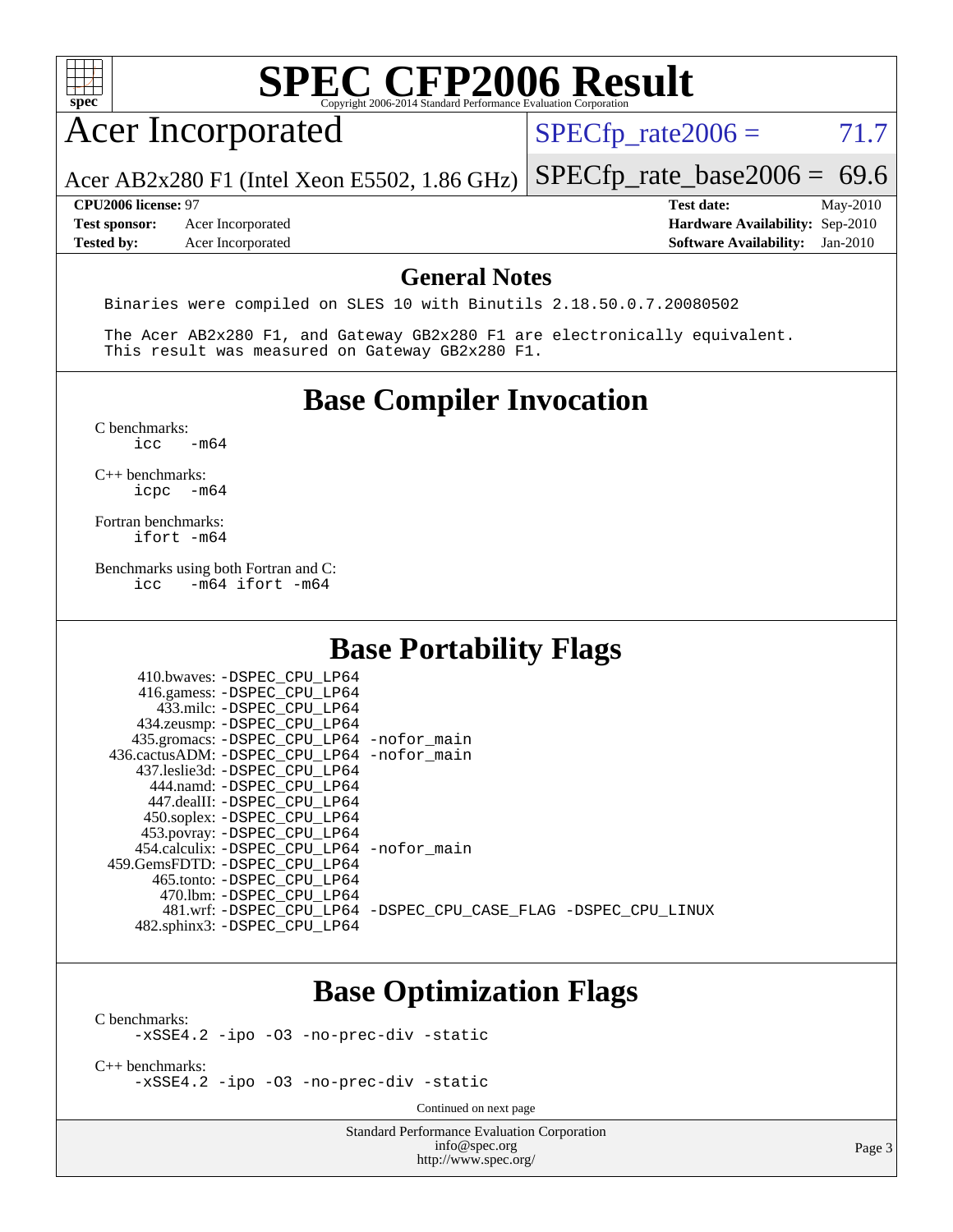# SPEC CFP2006 Result

Copyright 2006-2014 Standard Performance Evaluation Corporation

## Acer Incorporated

Acer AB2x280 F1 (Intel Xeon E5502, 1.86 GHz)

SPECfp_rate2006 = 71.7

SPECfp_rate_base2006 = 69.6

| | | | |
|---|---|---|---|
| **CPU2006 license:** 97 | | **Test date:** | May-2010 |
| **Test sponsor:** | Acer Incorporated | **Hardware Availability:** | Sep-2010 |
| **Tested by:** | Acer Incorporated | **Software Availability:** | Jan-2010 |

## General Notes

```
Binaries were compiled on SLES 10 with Binutils 2.18.50.0.7.20080502

The Acer AB2x280 F1, and Gateway GB2x280 F1 are electronically equivalent.
This result was measured on Gateway GB2x280 F1.
```

## Base Compiler Invocation

C benchmarks:
```
icc   -m64
```

C++ benchmarks:
```
icpc  -m64
```

Fortran benchmarks:
```
ifort -m64
```

Benchmarks using both Fortran and C:
```
icc   -m64 ifort -m64
```

## Base Portability Flags

```
    410.bwaves: -DSPEC_CPU_LP64
    416.gamess: -DSPEC_CPU_LP64
      433.milc: -DSPEC_CPU_LP64
    434.zeusmp: -DSPEC_CPU_LP64
   435.gromacs: -DSPEC_CPU_LP64 -nofor_main
 436.cactusADM: -DSPEC_CPU_LP64 -nofor_main
   437.leslie3d: -DSPEC_CPU_LP64
      444.namd: -DSPEC_CPU_LP64
    447.dealII: -DSPEC_CPU_LP64
    450.soplex: -DSPEC_CPU_LP64
    453.povray: -DSPEC_CPU_LP64
  454.calculix: -DSPEC_CPU_LP64 -nofor_main
 459.GemsFDTD: -DSPEC_CPU_LP64
     465.tonto: -DSPEC_CPU_LP64
       470.lbm: -DSPEC_CPU_LP64
       481.wrf: -DSPEC_CPU_LP64 -DSPEC_CPU_CASE_FLAG -DSPEC_CPU_LINUX
   482.sphinx3: -DSPEC_CPU_LP64
```

## Base Optimization Flags

C benchmarks:
```
-xSSE4.2 -ipo -O3 -no-prec-div -static
```

C++ benchmarks:
```
-xSSE4.2 -ipo -O3 -no-prec-div -static
```

Continued on next page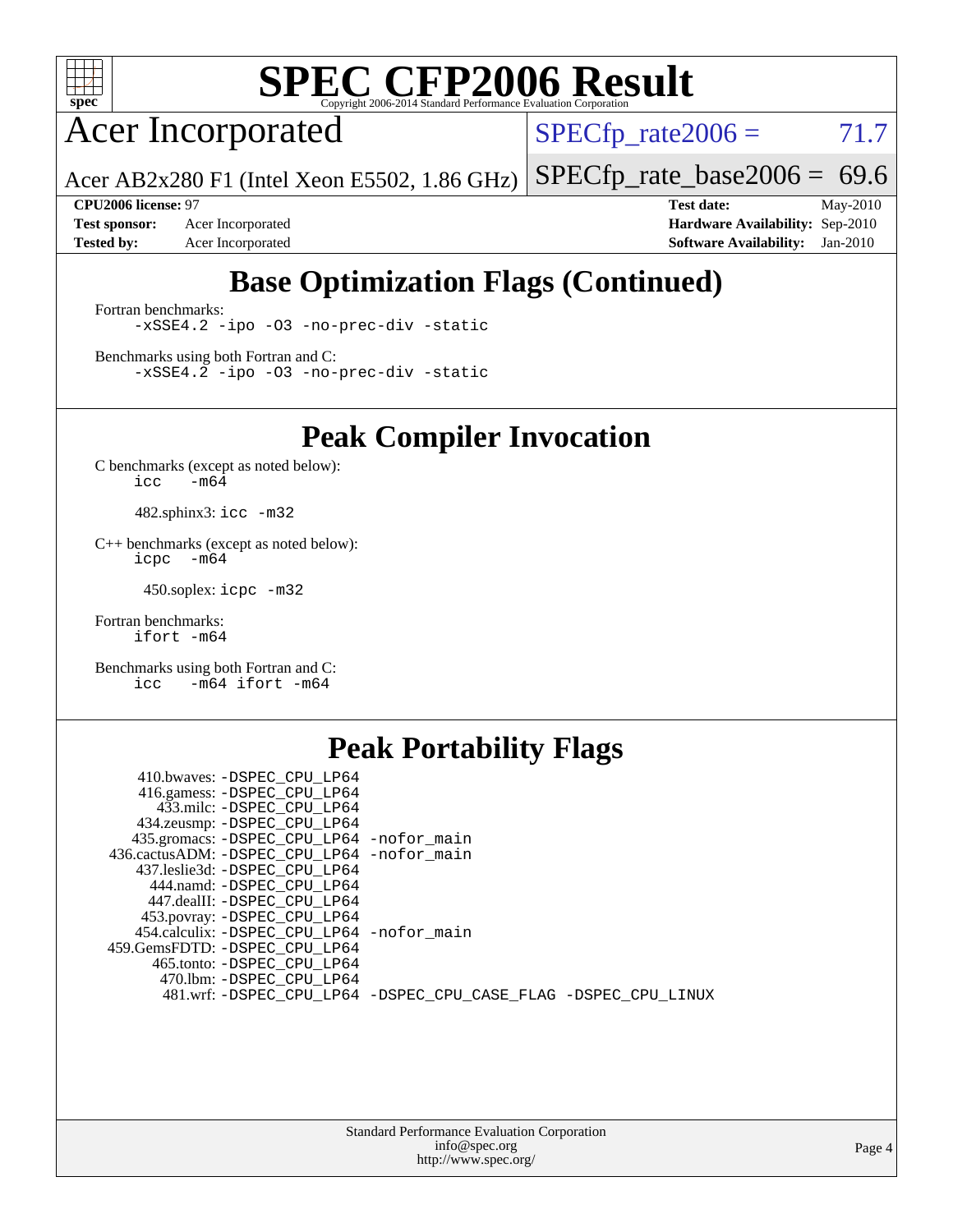# SPEC CFP2006 Result

Copyright 2006-2014 Standard Performance Evaluation Corporation

## Acer Incorporated

Acer AB2x280 F1 (Intel Xeon E5502, 1.86 GHz)

SPECfp_rate2006 = 71.7

SPECfp_rate_base2006 = 69.6

| | | | |
|---|---|---|---|
| **CPU2006 license:** 97 | | **Test date:** | May-2010 |
| **Test sponsor:** | Acer Incorporated | **Hardware Availability:** | Sep-2010 |
| **Tested by:** | Acer Incorporated | **Software Availability:** | Jan-2010 |

## Base Optimization Flags (Continued)

Fortran benchmarks:

```
-xSSE4.2 -ipo -O3 -no-prec-div -static
```

Benchmarks using both Fortran and C:

```
-xSSE4.2 -ipo -O3 -no-prec-div -static
```

## Peak Compiler Invocation

C benchmarks (except as noted below):

```
icc   -m64
```

482.sphinx3: `icc -m32`

C++ benchmarks (except as noted below):

```
icpc   -m64
```

450.soplex: `icpc -m32`

Fortran benchmarks:

```
ifort -m64
```

Benchmarks using both Fortran and C:

```
icc   -m64 ifort -m64
```

## Peak Portability Flags

```
   410.bwaves: -DSPEC_CPU_LP64
   416.gamess: -DSPEC_CPU_LP64
     433.milc: -DSPEC_CPU_LP64
   434.zeusmp: -DSPEC_CPU_LP64
  435.gromacs: -DSPEC_CPU_LP64 -nofor_main
436.cactusADM: -DSPEC_CPU_LP64 -nofor_main
  437.leslie3d: -DSPEC_CPU_LP64
     444.namd: -DSPEC_CPU_LP64
   447.dealII: -DSPEC_CPU_LP64
   453.povray: -DSPEC_CPU_LP64
 454.calculix: -DSPEC_CPU_LP64 -nofor_main
459.GemsFDTD: -DSPEC_CPU_LP64
    465.tonto: -DSPEC_CPU_LP64
      470.lbm: -DSPEC_CPU_LP64
      481.wrf: -DSPEC_CPU_LP64 -DSPEC_CPU_CASE_FLAG -DSPEC_CPU_LINUX
```

Standard Performance Evaluation Corporation
info@spec.org
http://www.spec.org/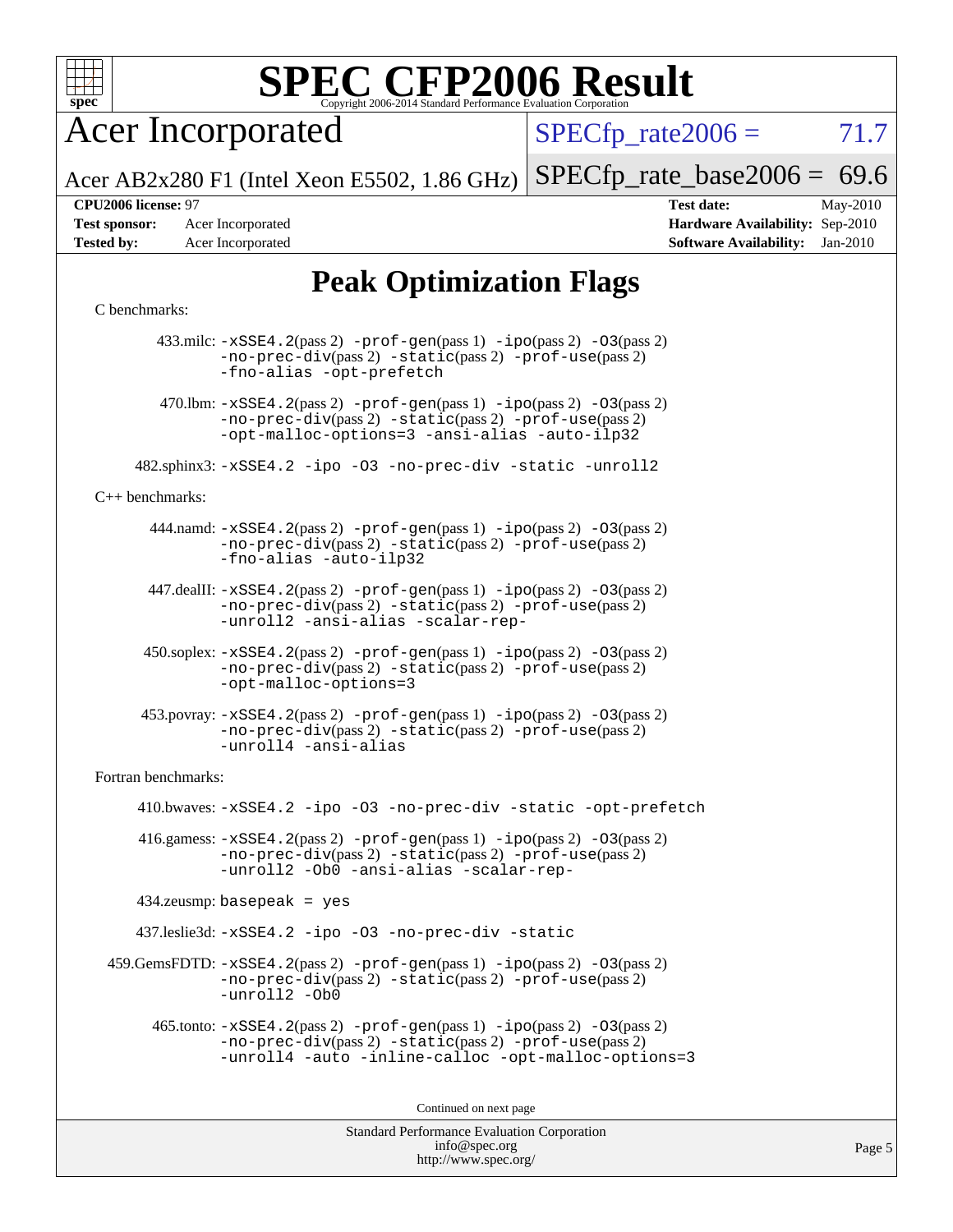# SPEC CFP2006 Result

Copyright 2006-2014 Standard Performance Evaluation Corporation

## Acer Incorporated

Acer AB2x280 F1 (Intel Xeon E5502, 1.86 GHz)

SPECfp_rate2006 = 71.7

SPECfp_rate_base2006 = 69.6

| | | | |
|---|---|---|---|
| **CPU2006 license:** 97 | | **Test date:** | May-2010 |
| **Test sponsor:** | Acer Incorporated | **Hardware Availability:** | Sep-2010 |
| **Tested by:** | Acer Incorporated | **Software Availability:** | Jan-2010 |

## Peak Optimization Flags

C benchmarks:

433.milc: -xSSE4.2(pass 2) -prof-gen(pass 1) -ipo(pass 2) -O3(pass 2) -no-prec-div(pass 2) -static(pass 2) -prof-use(pass 2) -fno-alias -opt-prefetch

470.lbm: -xSSE4.2(pass 2) -prof-gen(pass 1) -ipo(pass 2) -O3(pass 2) -no-prec-div(pass 2) -static(pass 2) -prof-use(pass 2) -opt-malloc-options=3 -ansi-alias -auto-ilp32

482.sphinx3: -xSSE4.2 -ipo -O3 -no-prec-div -static -unroll2

C++ benchmarks:

444.namd: -xSSE4.2(pass 2) -prof-gen(pass 1) -ipo(pass 2) -O3(pass 2) -no-prec-div(pass 2) -static(pass 2) -prof-use(pass 2) -fno-alias -auto-ilp32

447.dealII: -xSSE4.2(pass 2) -prof-gen(pass 1) -ipo(pass 2) -O3(pass 2) -no-prec-div(pass 2) -static(pass 2) -prof-use(pass 2) -unroll2 -ansi-alias -scalar-rep-

450.soplex: -xSSE4.2(pass 2) -prof-gen(pass 1) -ipo(pass 2) -O3(pass 2) -no-prec-div(pass 2) -static(pass 2) -prof-use(pass 2) -opt-malloc-options=3

453.povray: -xSSE4.2(pass 2) -prof-gen(pass 1) -ipo(pass 2) -O3(pass 2) -no-prec-div(pass 2) -static(pass 2) -prof-use(pass 2) -unroll4 -ansi-alias

Fortran benchmarks:

410.bwaves: -xSSE4.2 -ipo -O3 -no-prec-div -static -opt-prefetch

416.gamess: -xSSE4.2(pass 2) -prof-gen(pass 1) -ipo(pass 2) -O3(pass 2) -no-prec-div(pass 2) -static(pass 2) -prof-use(pass 2) -unroll2 -Ob0 -ansi-alias -scalar-rep-

434.zeusmp: basepeak = yes

437.leslie3d: -xSSE4.2 -ipo -O3 -no-prec-div -static

459.GemsFDTD: -xSSE4.2(pass 2) -prof-gen(pass 1) -ipo(pass 2) -O3(pass 2) -no-prec-div(pass 2) -static(pass 2) -prof-use(pass 2) -unroll2 -Ob0

465.tonto: -xSSE4.2(pass 2) -prof-gen(pass 1) -ipo(pass 2) -O3(pass 2) -no-prec-div(pass 2) -static(pass 2) -prof-use(pass 2) -unroll4 -auto -inline-calloc -opt-malloc-options=3

Continued on next page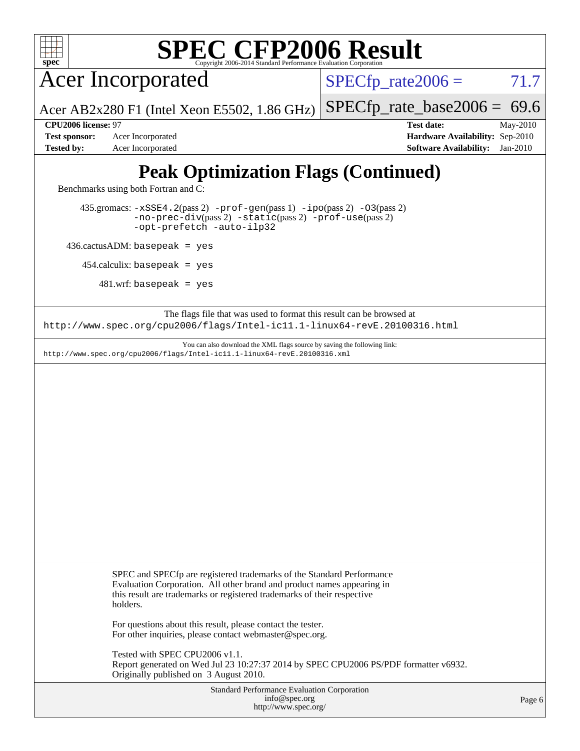# SPEC CFP2006 Result

Copyright 2006-2014 Standard Performance Evaluation Corporation

## Acer Incorporated

Acer AB2x280 F1 (Intel Xeon E5502, 1.86 GHz)

SPECfp_rate2006 = 71.7

SPECfp_rate_base2006 = 69.6

| | | | |
|---|---|---|---|
| **CPU2006 license:** 97 | | **Test date:** | May-2010 |
| **Test sponsor:** | Acer Incorporated | **Hardware Availability:** | Sep-2010 |
| **Tested by:** | Acer Incorporated | **Software Availability:** | Jan-2010 |

## Peak Optimization Flags (Continued)

Benchmarks using both Fortran and C:

435.gromacs: `-xSSE4.2`(pass 2) `-prof-gen`(pass 1) `-ipo`(pass 2) `-O3`(pass 2) `-no-prec-div`(pass 2) `-static`(pass 2) `-prof-use`(pass 2) `-opt-prefetch` `-auto-ilp32`

436.cactusADM: `basepeak = yes`

454.calculix: `basepeak = yes`

481.wrf: `basepeak = yes`

The flags file that was used to format this result can be browsed at
http://www.spec.org/cpu2006/flags/Intel-ic11.1-linux64-revE.20100316.html

You can also download the XML flags source by saving the following link:
http://www.spec.org/cpu2006/flags/Intel-ic11.1-linux64-revE.20100316.xml

SPEC and SPECfp are registered trademarks of the Standard Performance Evaluation Corporation. All other brand and product names appearing in this result are trademarks or registered trademarks of their respective holders.

For questions about this result, please contact the tester.
For other inquiries, please contact webmaster@spec.org.

Tested with SPEC CPU2006 v1.1.
Report generated on Wed Jul 23 10:27:37 2014 by SPEC CPU2006 PS/PDF formatter v6932.
Originally published on 3 August 2010.

Standard Performance Evaluation Corporation
info@spec.org
http://www.spec.org/